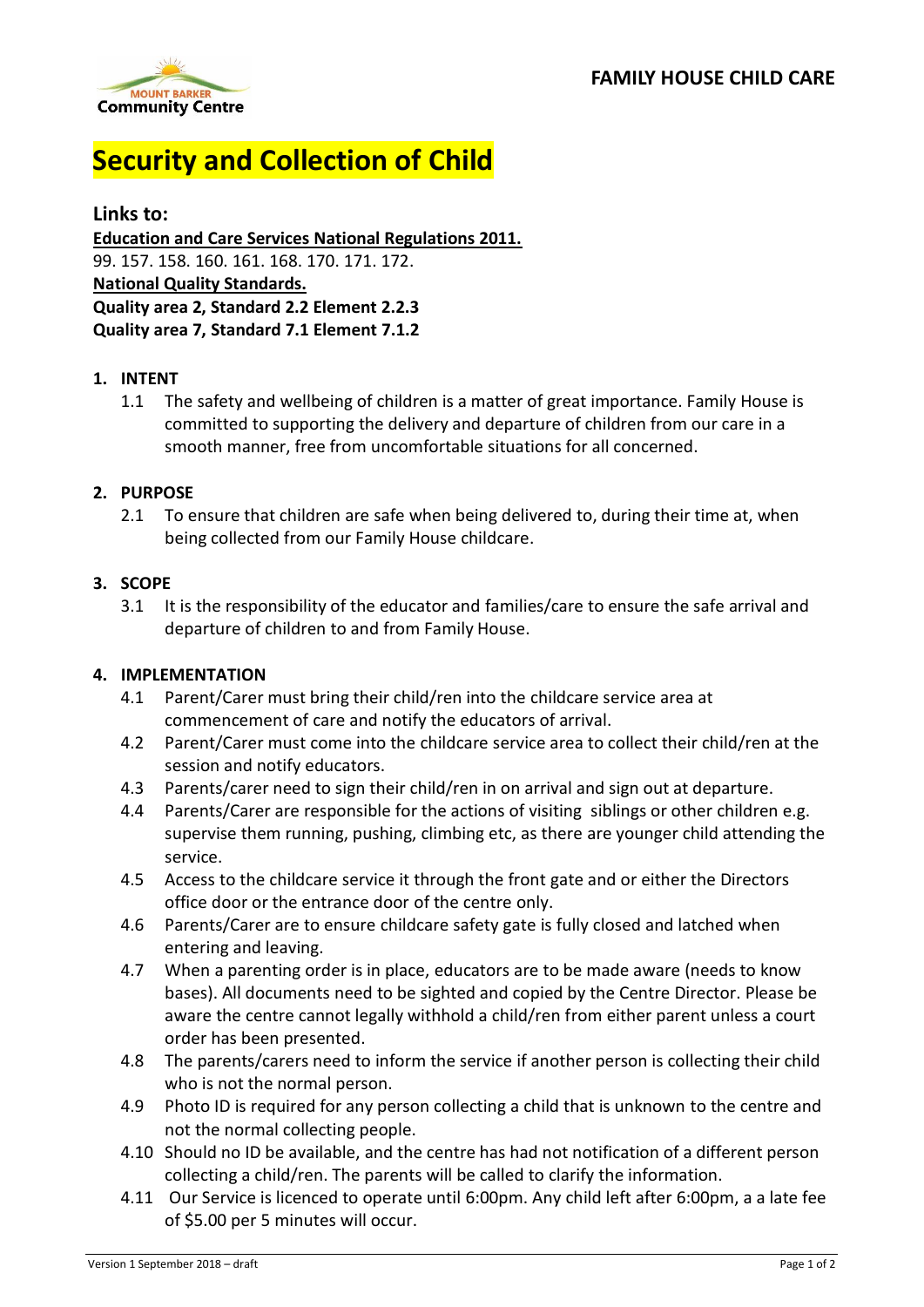FAMILY HOUSE CHILD CARE

# Security and Collection of Child

## Links to:

**Education and Care Services National Regulations 2011.**
99. 157. 158. 160. 161. 168. 170. 171. 172.
**National Quality Standards.**
**Quality area 2, Standard 2.2 Element 2.2.3**
**Quality area 7, Standard 7.1 Element 7.1.2**

### 1. INTENT

1.1 The safety and wellbeing of children is a matter of great importance. Family House is committed to supporting the delivery and departure of children from our care in a smooth manner, free from uncomfortable situations for all concerned.

### 2. PURPOSE

2.1 To ensure that children are safe when being delivered to, during their time at, when being collected from our Family House childcare.

### 3. SCOPE

3.1 It is the responsibility of the educator and families/care to ensure the safe arrival and departure of children to and from Family House.

### 4. IMPLEMENTATION

4.1 Parent/Carer must bring their child/ren into the childcare service area at commencement of care and notify the educators of arrival.

4.2 Parent/Carer must come into the childcare service area to collect their child/ren at the session and notify educators.

4.3 Parents/carer need to sign their child/ren in on arrival and sign out at departure.

4.4 Parents/Carer are responsible for the actions of visiting siblings or other children e.g. supervise them running, pushing, climbing etc, as there are younger child attending the service.

4.5 Access to the childcare service it through the front gate and or either the Directors office door or the entrance door of the centre only.

4.6 Parents/Carer are to ensure childcare safety gate is fully closed and latched when entering and leaving.

4.7 When a parenting order is in place, educators are to be made aware (needs to know bases). All documents need to be sighted and copied by the Centre Director. Please be aware the centre cannot legally withhold a child/ren from either parent unless a court order has been presented.

4.8 The parents/carers need to inform the service if another person is collecting their child who is not the normal person.

4.9 Photo ID is required for any person collecting a child that is unknown to the centre and not the normal collecting people.

4.10 Should no ID be available, and the centre has had not notification of a different person collecting a child/ren. The parents will be called to clarify the information.

4.11 Our Service is licenced to operate until 6:00pm. Any child left after 6:00pm, a a late fee of $5.00 per 5 minutes will occur.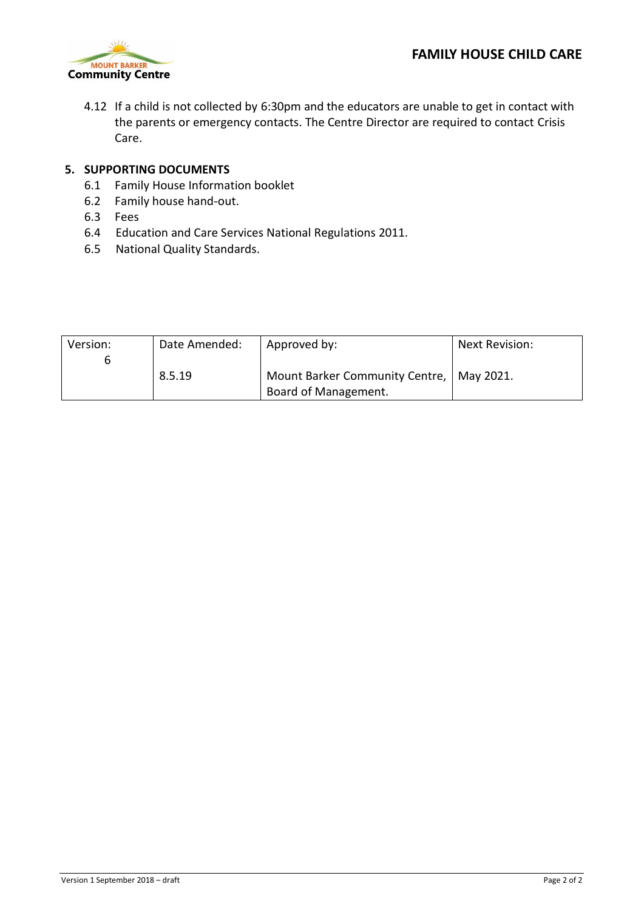4.12 If a child is not collected by 6:30pm and the educators are unable to get in contact with the parents or emergency contacts. The Centre Director are required to contact Crisis Care.

## 5. SUPPORTING DOCUMENTS

6.1 Family House Information booklet

6.2 Family house hand-out.

6.3 Fees

6.4 Education and Care Services National Regulations 2011.

6.5 National Quality Standards.

| Version: | Date Amended: | Approved by: | Next Revision: |
|---|---|---|---|
| 6 | 8.5.19 | Mount Barker Community Centre, Board of Management. | May 2021. |